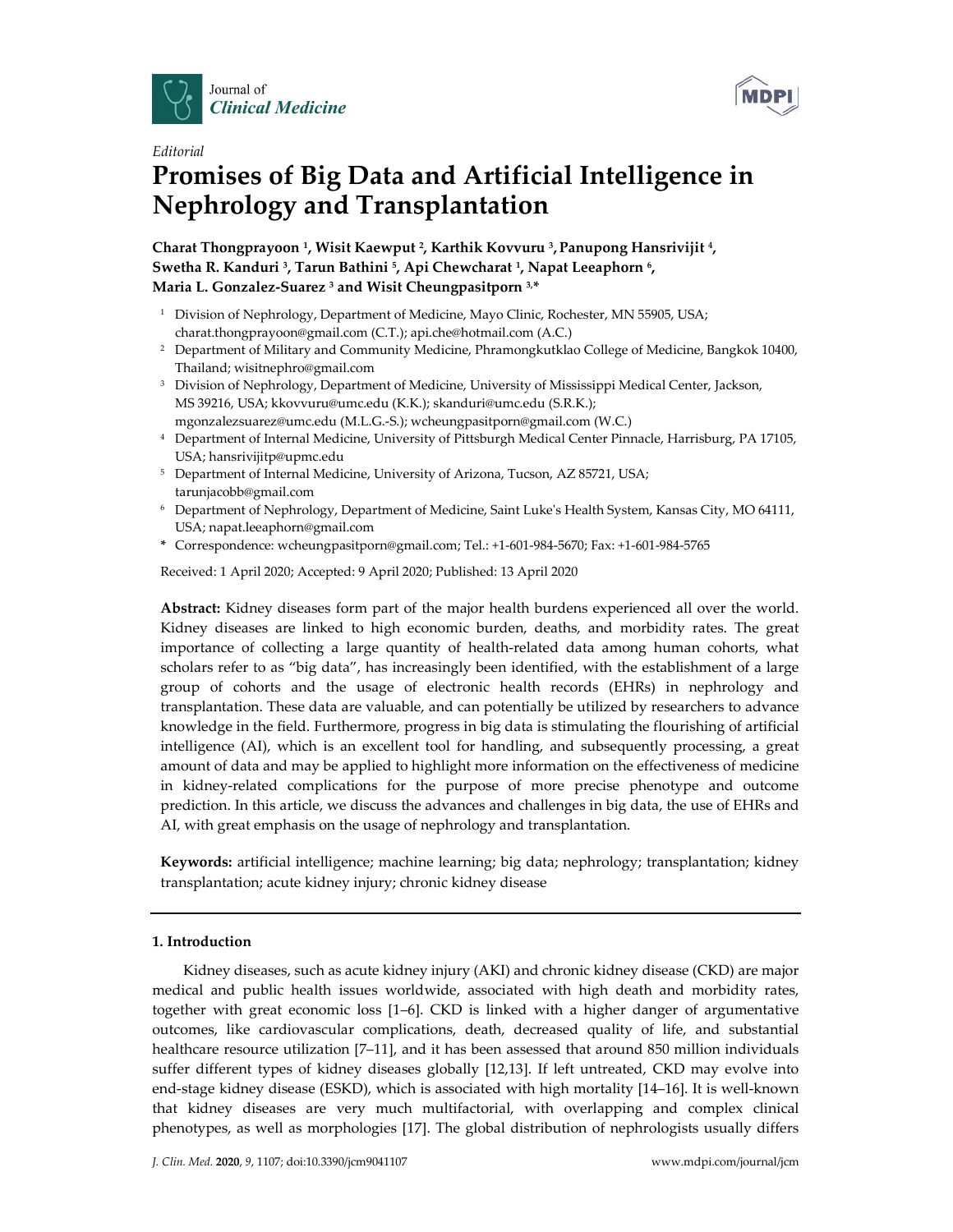*Editorial*

# Promises of Big Data and Artificial Intelligence in Nephrology and Transplantation

**Charat Thongprayoon [1], Wisit Kaewput [2], Karthik Kovvuru [3], Panupong Hansrivijit [4], Swetha R. Kanduri [3], Tarun Bathini [5], Api Chewcharat [1], Napat Leeaphorn [6], Maria L. Gonzalez-Suarez [3] and Wisit Cheungpasitporn [3,*]**

[1] Division of Nephrology, Department of Medicine, Mayo Clinic, Rochester, MN 55905, USA; charat.thongprayoon@gmail.com (C.T.); api.che@hotmail.com (A.C.)

[2] Department of Military and Community Medicine, Phramongkutklao College of Medicine, Bangkok 10400, Thailand; wisitnephro@gmail.com

[3] Division of Nephrology, Department of Medicine, University of Mississippi Medical Center, Jackson, MS 39216, USA; kkovvuru@umc.edu (K.K.); skanduri@umc.edu (S.R.K.); mgonzalezsuarez@umc.edu (M.L.G.-S.); wcheungpasitporn@gmail.com (W.C.)

[4] Department of Internal Medicine, University of Pittsburgh Medical Center Pinnacle, Harrisburg, PA 17105, USA; hansrivijitp@upmc.edu

[5] Department of Internal Medicine, University of Arizona, Tucson, AZ 85721, USA; tarunjacobb@gmail.com

[6] Department of Nephrology, Department of Medicine, Saint Luke's Health System, Kansas City, MO 64111, USA; napat.leeaphorn@gmail.com

[*] Correspondence: wcheungpasitporn@gmail.com; Tel.: +1-601-984-5670; Fax: +1-601-984-5765

Received: 1 April 2020; Accepted: 9 April 2020; Published: 13 April 2020

**Abstract:** Kidney diseases form part of the major health burdens experienced all over the world. Kidney diseases are linked to high economic burden, deaths, and morbidity rates. The great importance of collecting a large quantity of health-related data among human cohorts, what scholars refer to as "big data", has increasingly been identified, with the establishment of a large group of cohorts and the usage of electronic health records (EHRs) in nephrology and transplantation. These data are valuable, and can potentially be utilized by researchers to advance knowledge in the field. Furthermore, progress in big data is stimulating the flourishing of artificial intelligence (AI), which is an excellent tool for handling, and subsequently processing, a great amount of data and may be applied to highlight more information on the effectiveness of medicine in kidney-related complications for the purpose of more precise phenotype and outcome prediction. In this article, we discuss the advances and challenges in big data, the use of EHRs and AI, with great emphasis on the usage of nephrology and transplantation.

**Keywords:** artificial intelligence; machine learning; big data; nephrology; transplantation; kidney transplantation; acute kidney injury; chronic kidney disease

## 1. Introduction

Kidney diseases, such as acute kidney injury (AKI) and chronic kidney disease (CKD) are major medical and public health issues worldwide, associated with high death and morbidity rates, together with great economic loss [1–6]. CKD is linked with a higher danger of argumentative outcomes, like cardiovascular complications, death, decreased quality of life, and substantial healthcare resource utilization [7–11], and it has been assessed that around 850 million individuals suffer different types of kidney diseases globally [12,13]. If left untreated, CKD may evolve into end-stage kidney disease (ESKD), which is associated with high mortality [14–16]. It is well-known that kidney diseases are very much multifactorial, with overlapping and complex clinical phenotypes, as well as morphologies [17]. The global distribution of nephrologists usually differs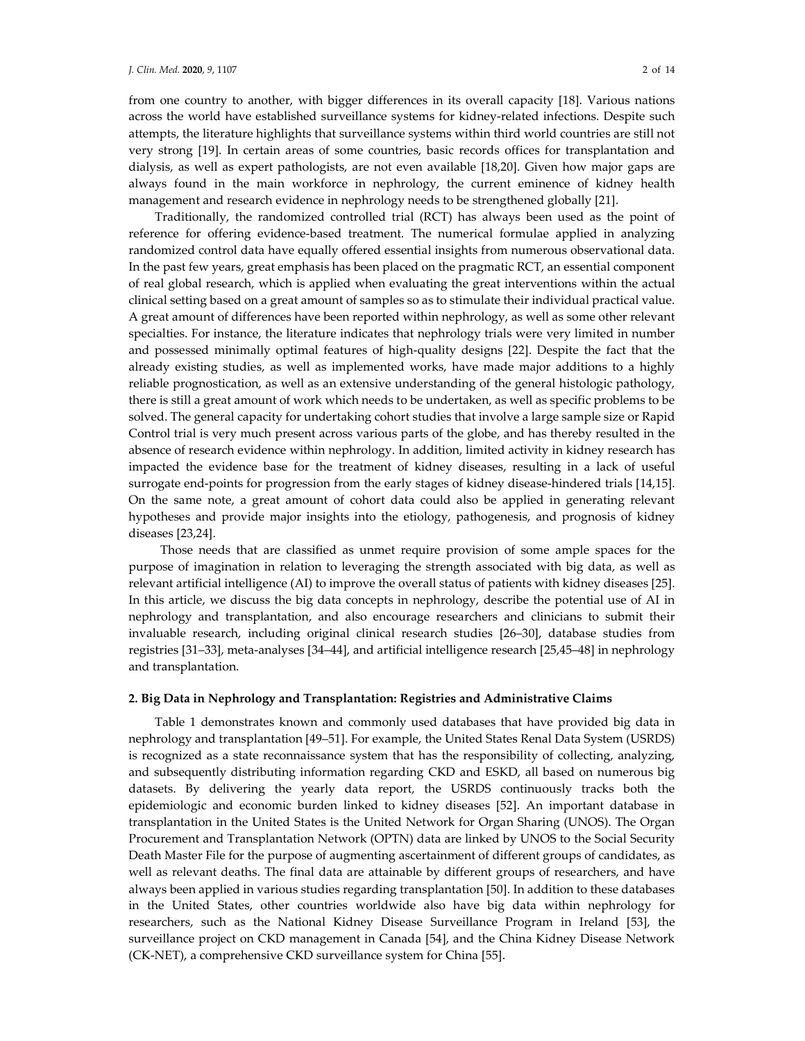from one country to another, with bigger differences in its overall capacity [18]. Various nations across the world have established surveillance systems for kidney-related infections. Despite such attempts, the literature highlights that surveillance systems within third world countries are still not very strong [19]. In certain areas of some countries, basic records offices for transplantation and dialysis, as well as expert pathologists, are not even available [18,20]. Given how major gaps are always found in the main workforce in nephrology, the current eminence of kidney health management and research evidence in nephrology needs to be strengthened globally [21].

Traditionally, the randomized controlled trial (RCT) has always been used as the point of reference for offering evidence-based treatment. The numerical formulae applied in analyzing randomized control data have equally offered essential insights from numerous observational data. In the past few years, great emphasis has been placed on the pragmatic RCT, an essential component of real global research, which is applied when evaluating the great interventions within the actual clinical setting based on a great amount of samples so as to stimulate their individual practical value. A great amount of differences have been reported within nephrology, as well as some other relevant specialties. For instance, the literature indicates that nephrology trials were very limited in number and possessed minimally optimal features of high-quality designs [22]. Despite the fact that the already existing studies, as well as implemented works, have made major additions to a highly reliable prognostication, as well as an extensive understanding of the general histologic pathology, there is still a great amount of work which needs to be undertaken, as well as specific problems to be solved. The general capacity for undertaking cohort studies that involve a large sample size or Rapid Control trial is very much present across various parts of the globe, and has thereby resulted in the absence of research evidence within nephrology. In addition, limited activity in kidney research has impacted the evidence base for the treatment of kidney diseases, resulting in a lack of useful surrogate end-points for progression from the early stages of kidney disease-hindered trials [14,15]. On the same note, a great amount of cohort data could also be applied in generating relevant hypotheses and provide major insights into the etiology, pathogenesis, and prognosis of kidney diseases [23,24].

Those needs that are classified as unmet require provision of some ample spaces for the purpose of imagination in relation to leveraging the strength associated with big data, as well as relevant artificial intelligence (AI) to improve the overall status of patients with kidney diseases [25]. In this article, we discuss the big data concepts in nephrology, describe the potential use of AI in nephrology and transplantation, and also encourage researchers and clinicians to submit their invaluable research, including original clinical research studies [26–30], database studies from registries [31–33], meta-analyses [34–44], and artificial intelligence research [25,45–48] in nephrology and transplantation.

## 2. Big Data in Nephrology and Transplantation: Registries and Administrative Claims

Table 1 demonstrates known and commonly used databases that have provided big data in nephrology and transplantation [49–51]. For example, the United States Renal Data System (USRDS) is recognized as a state reconnaissance system that has the responsibility of collecting, analyzing, and subsequently distributing information regarding CKD and ESKD, all based on numerous big datasets. By delivering the yearly data report, the USRDS continuously tracks both the epidemiologic and economic burden linked to kidney diseases [52]. An important database in transplantation in the United States is the United Network for Organ Sharing (UNOS). The Organ Procurement and Transplantation Network (OPTN) data are linked by UNOS to the Social Security Death Master File for the purpose of augmenting ascertainment of different groups of candidates, as well as relevant deaths. The final data are attainable by different groups of researchers, and have always been applied in various studies regarding transplantation [50]. In addition to these databases in the United States, other countries worldwide also have big data within nephrology for researchers, such as the National Kidney Disease Surveillance Program in Ireland [53], the surveillance project on CKD management in Canada [54], and the China Kidney Disease Network (CK-NET), a comprehensive CKD surveillance system for China [55].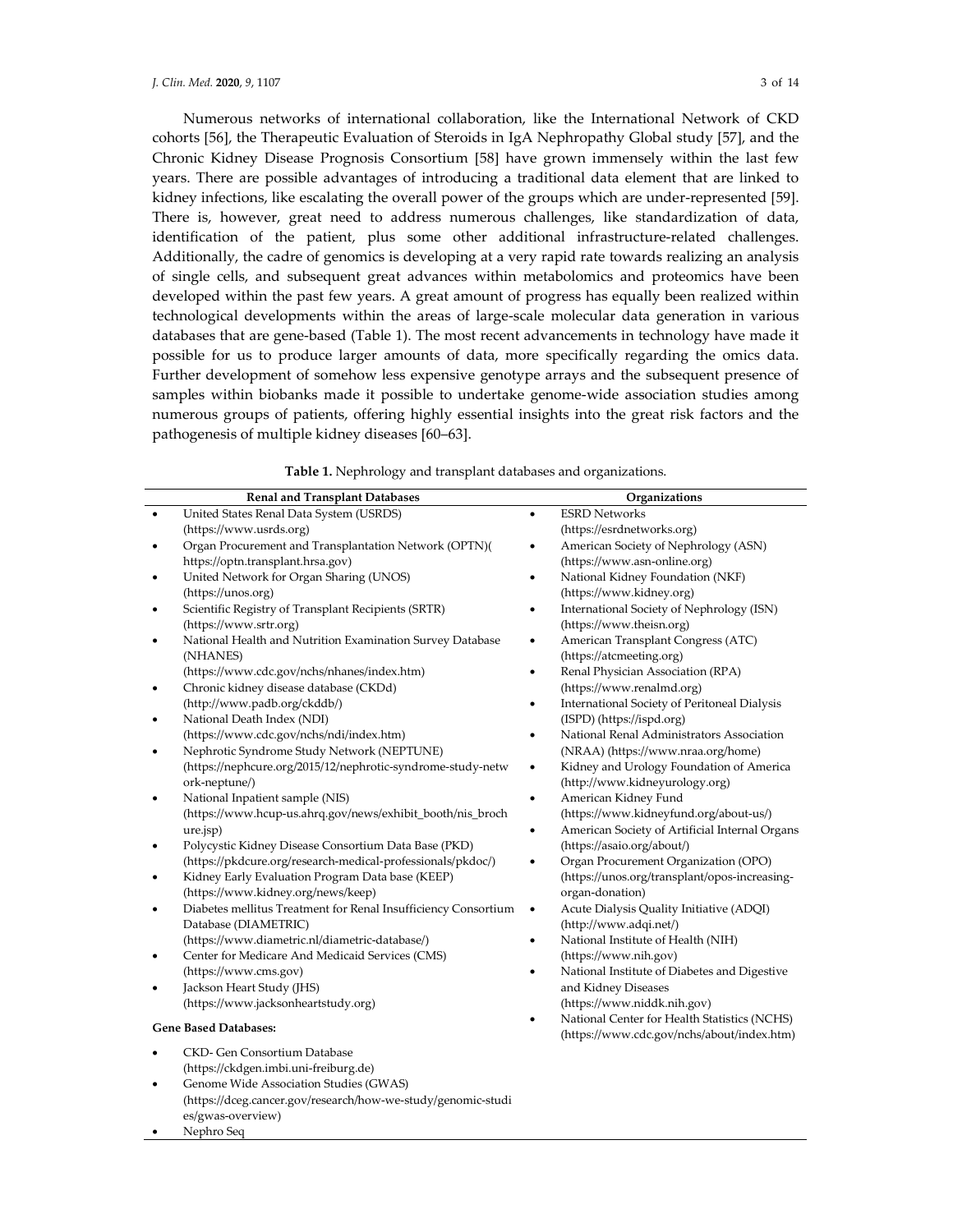Numerous networks of international collaboration, like the International Network of CKD cohorts [56], the Therapeutic Evaluation of Steroids in IgA Nephropathy Global study [57], and the Chronic Kidney Disease Prognosis Consortium [58] have grown immensely within the last few years. There are possible advantages of introducing a traditional data element that are linked to kidney infections, like escalating the overall power of the groups which are under-represented [59]. There is, however, great need to address numerous challenges, like standardization of data, identification of the patient, plus some other additional infrastructure-related challenges. Additionally, the cadre of genomics is developing at a very rapid rate towards realizing an analysis of single cells, and subsequent great advances within metabolomics and proteomics have been developed within the past few years. A great amount of progress has equally been realized within technological developments within the areas of large-scale molecular data generation in various databases that are gene-based (Table 1). The most recent advancements in technology have made it possible for us to produce larger amounts of data, more specifically regarding the omics data. Further development of somehow less expensive genotype arrays and the subsequent presence of samples within biobanks made it possible to undertake genome-wide association studies among numerous groups of patients, offering highly essential insights into the great risk factors and the pathogenesis of multiple kidney diseases [60–63].

**Table 1.** Nephrology and transplant databases and organizations.

| Renal and Transplant Databases | Organizations |
|---|---|
| • United States Renal Data System (USRDS) (https://www.usrds.org) | • ESRD Networks (https://esrdnetworks.org) |
| • Organ Procurement and Transplantation Network (OPTN)( https://optn.transplant.hrsa.gov) | • American Society of Nephrology (ASN) (https://www.asn-online.org) |
| • United Network for Organ Sharing (UNOS) (https://unos.org) | • National Kidney Foundation (NKF) (https://www.kidney.org) |
| • Scientific Registry of Transplant Recipients (SRTR) (https://www.srtr.org) | • International Society of Nephrology (ISN) (https://www.theisn.org) |
| • National Health and Nutrition Examination Survey Database (NHANES) (https://www.cdc.gov/nchs/nhanes/index.htm) | • American Transplant Congress (ATC) (https://atcmeeting.org) |
| • Chronic kidney disease database (CKDd) (http://www.padb.org/ckddb/) | • Renal Physician Association (RPA) (https://www.renalmd.org) |
| • National Death Index (NDI) (https://www.cdc.gov/nchs/ndi/index.htm) | • International Society of Peritoneal Dialysis (ISPD) (https://ispd.org) |
| • Nephrotic Syndrome Study Network (NEPTUNE) (https://nephcure.org/2015/12/nephrotic-syndrome-study-network-neptune/) | • National Renal Administrators Association (NRAA) (https://www.nraa.org/home) |
| • National Inpatient sample (NIS) (https://www.hcup-us.ahrq.gov/news/exhibit_booth/nis_brochure.jsp) | • Kidney and Urology Foundation of America (http://www.kidneyurology.org) |
| • Polycystic Kidney Disease Consortium Data Base (PKD) (https://pkdcure.org/research-medical-professionals/pkdoc/) | • American Kidney Fund (https://www.kidneyfund.org/about-us/) |
| • Kidney Early Evaluation Program Data base (KEEP) (https://www.kidney.org/news/keep) | • American Society of Artificial Internal Organs (https://asaio.org/about/) |
| • Diabetes mellitus Treatment for Renal Insufficiency Consortium Database (DIAMETRIC) (https://www.diametric.nl/diametric-database/) | • Organ Procurement Organization (OPO) (https://unos.org/transplant/opos-increasing-organ-donation) |
| • Center for Medicare And Medicaid Services (CMS) (https://www.cms.gov) | • Acute Dialysis Quality Initiative (ADQI) (http://www.adqi.net/) |
| • Jackson Heart Study (JHS) (https://www.jacksonheartstudy.org) | • National Institute of Health (NIH) (https://www.nih.gov) |
| **Gene Based Databases:** | • National Institute of Diabetes and Digestive and Kidney Diseases (https://www.niddk.nih.gov) |
| • CKD- Gen Consortium Database (https://ckdgen.imbi.uni-freiburg.de) | • National Center for Health Statistics (NCHS) (https://www.cdc.gov/nchs/about/index.htm) |
| • Genome Wide Association Studies (GWAS) (https://dceg.cancer.gov/research/how-we-study/genomic-studies/gwas-overview) | |
| • Nephro Seq | |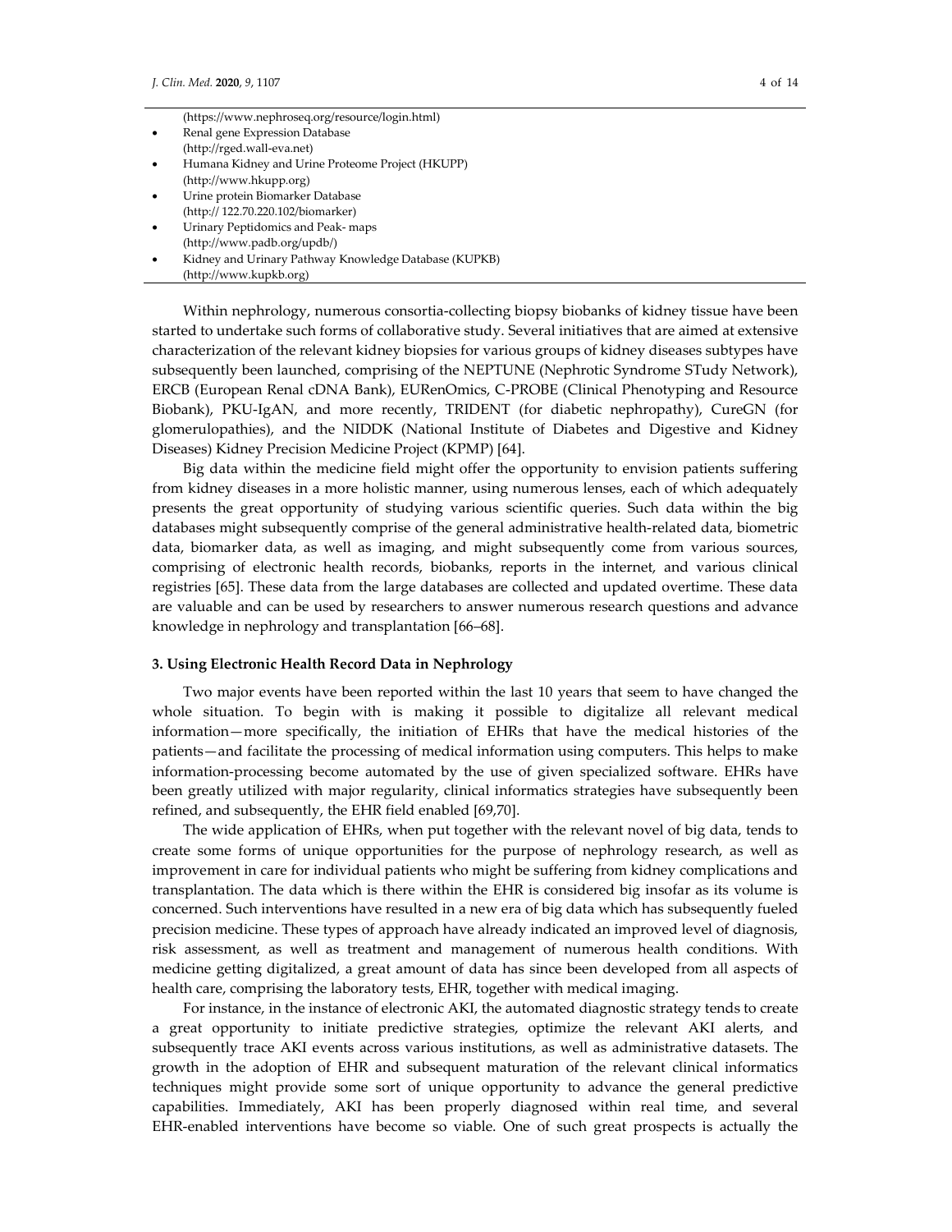(https://www.nephroseq.org/resource/login.html)

- Renal gene Expression Database
  (http://rged.wall-eva.net)
- Humana Kidney and Urine Proteome Project (HKUPP)
  (http://www.hkupp.org)
- Urine protein Biomarker Database
  (http:// 122.70.220.102/biomarker)
- Urinary Peptidomics and Peak- maps
  (http://www.padb.org/updb/)
- Kidney and Urinary Pathway Knowledge Database (KUPKB)
  (http://www.kupkb.org)

Within nephrology, numerous consortia-collecting biopsy biobanks of kidney tissue have been started to undertake such forms of collaborative study. Several initiatives that are aimed at extensive characterization of the relevant kidney biopsies for various groups of kidney diseases subtypes have subsequently been launched, comprising of the NEPTUNE (Nephrotic Syndrome STudy Network), ERCB (European Renal cDNA Bank), EURenOmics, C-PROBE (Clinical Phenotyping and Resource Biobank), PKU-IgAN, and more recently, TRIDENT (for diabetic nephropathy), CureGN (for glomerulopathies), and the NIDDK (National Institute of Diabetes and Digestive and Kidney Diseases) Kidney Precision Medicine Project (KPMP) [64].

Big data within the medicine field might offer the opportunity to envision patients suffering from kidney diseases in a more holistic manner, using numerous lenses, each of which adequately presents the great opportunity of studying various scientific queries. Such data within the big databases might subsequently comprise of the general administrative health-related data, biometric data, biomarker data, as well as imaging, and might subsequently come from various sources, comprising of electronic health records, biobanks, reports in the internet, and various clinical registries [65]. These data from the large databases are collected and updated overtime. These data are valuable and can be used by researchers to answer numerous research questions and advance knowledge in nephrology and transplantation [66–68].

## 3. Using Electronic Health Record Data in Nephrology

Two major events have been reported within the last 10 years that seem to have changed the whole situation. To begin with is making it possible to digitalize all relevant medical information—more specifically, the initiation of EHRs that have the medical histories of the patients—and facilitate the processing of medical information using computers. This helps to make information-processing become automated by the use of given specialized software. EHRs have been greatly utilized with major regularity, clinical informatics strategies have subsequently been refined, and subsequently, the EHR field enabled [69,70].

The wide application of EHRs, when put together with the relevant novel of big data, tends to create some forms of unique opportunities for the purpose of nephrology research, as well as improvement in care for individual patients who might be suffering from kidney complications and transplantation. The data which is there within the EHR is considered big insofar as its volume is concerned. Such interventions have resulted in a new era of big data which has subsequently fueled precision medicine. These types of approach have already indicated an improved level of diagnosis, risk assessment, as well as treatment and management of numerous health conditions. With medicine getting digitalized, a great amount of data has since been developed from all aspects of health care, comprising the laboratory tests, EHR, together with medical imaging.

For instance, in the instance of electronic AKI, the automated diagnostic strategy tends to create a great opportunity to initiate predictive strategies, optimize the relevant AKI alerts, and subsequently trace AKI events across various institutions, as well as administrative datasets. The growth in the adoption of EHR and subsequent maturation of the relevant clinical informatics techniques might provide some sort of unique opportunity to advance the general predictive capabilities. Immediately, AKI has been properly diagnosed within real time, and several EHR-enabled interventions have become so viable. One of such great prospects is actually the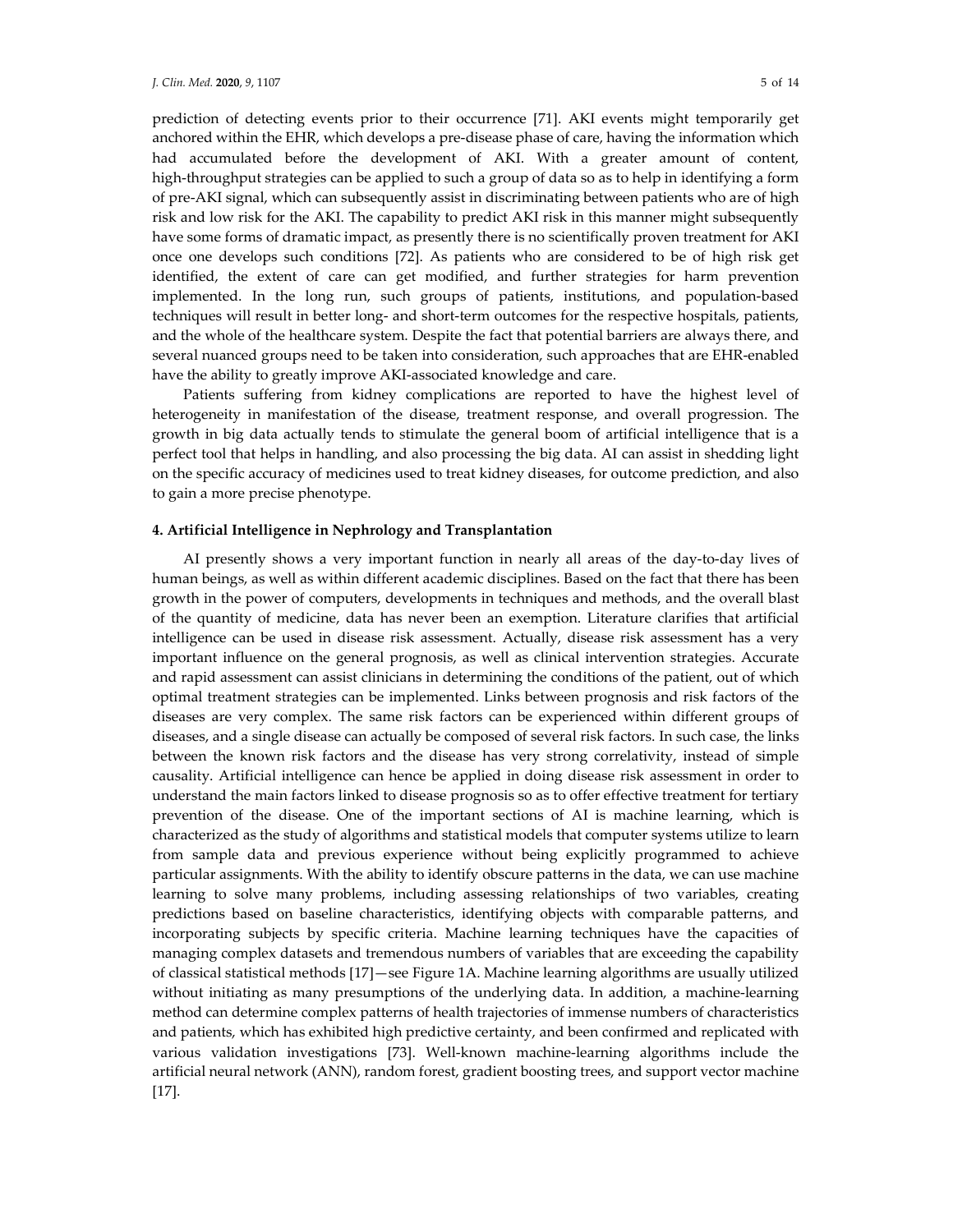prediction of detecting events prior to their occurrence [71]. AKI events might temporarily get anchored within the EHR, which develops a pre-disease phase of care, having the information which had accumulated before the development of AKI. With a greater amount of content, high-throughput strategies can be applied to such a group of data so as to help in identifying a form of pre-AKI signal, which can subsequently assist in discriminating between patients who are of high risk and low risk for the AKI. The capability to predict AKI risk in this manner might subsequently have some forms of dramatic impact, as presently there is no scientifically proven treatment for AKI once one develops such conditions [72]. As patients who are considered to be of high risk get identified, the extent of care can get modified, and further strategies for harm prevention implemented. In the long run, such groups of patients, institutions, and population-based techniques will result in better long- and short-term outcomes for the respective hospitals, patients, and the whole of the healthcare system. Despite the fact that potential barriers are always there, and several nuanced groups need to be taken into consideration, such approaches that are EHR-enabled have the ability to greatly improve AKI-associated knowledge and care.

Patients suffering from kidney complications are reported to have the highest level of heterogeneity in manifestation of the disease, treatment response, and overall progression. The growth in big data actually tends to stimulate the general boom of artificial intelligence that is a perfect tool that helps in handling, and also processing the big data. AI can assist in shedding light on the specific accuracy of medicines used to treat kidney diseases, for outcome prediction, and also to gain a more precise phenotype.

## 4. Artificial Intelligence in Nephrology and Transplantation

AI presently shows a very important function in nearly all areas of the day-to-day lives of human beings, as well as within different academic disciplines. Based on the fact that there has been growth in the power of computers, developments in techniques and methods, and the overall blast of the quantity of medicine, data has never been an exemption. Literature clarifies that artificial intelligence can be used in disease risk assessment. Actually, disease risk assessment has a very important influence on the general prognosis, as well as clinical intervention strategies. Accurate and rapid assessment can assist clinicians in determining the conditions of the patient, out of which optimal treatment strategies can be implemented. Links between prognosis and risk factors of the diseases are very complex. The same risk factors can be experienced within different groups of diseases, and a single disease can actually be composed of several risk factors. In such case, the links between the known risk factors and the disease has very strong correlativity, instead of simple causality. Artificial intelligence can hence be applied in doing disease risk assessment in order to understand the main factors linked to disease prognosis so as to offer effective treatment for tertiary prevention of the disease. One of the important sections of AI is machine learning, which is characterized as the study of algorithms and statistical models that computer systems utilize to learn from sample data and previous experience without being explicitly programmed to achieve particular assignments. With the ability to identify obscure patterns in the data, we can use machine learning to solve many problems, including assessing relationships of two variables, creating predictions based on baseline characteristics, identifying objects with comparable patterns, and incorporating subjects by specific criteria. Machine learning techniques have the capacities of managing complex datasets and tremendous numbers of variables that are exceeding the capability of classical statistical methods [17]—see Figure 1A. Machine learning algorithms are usually utilized without initiating as many presumptions of the underlying data. In addition, a machine-learning method can determine complex patterns of health trajectories of immense numbers of characteristics and patients, which has exhibited high predictive certainty, and been confirmed and replicated with various validation investigations [73]. Well-known machine-learning algorithms include the artificial neural network (ANN), random forest, gradient boosting trees, and support vector machine [17].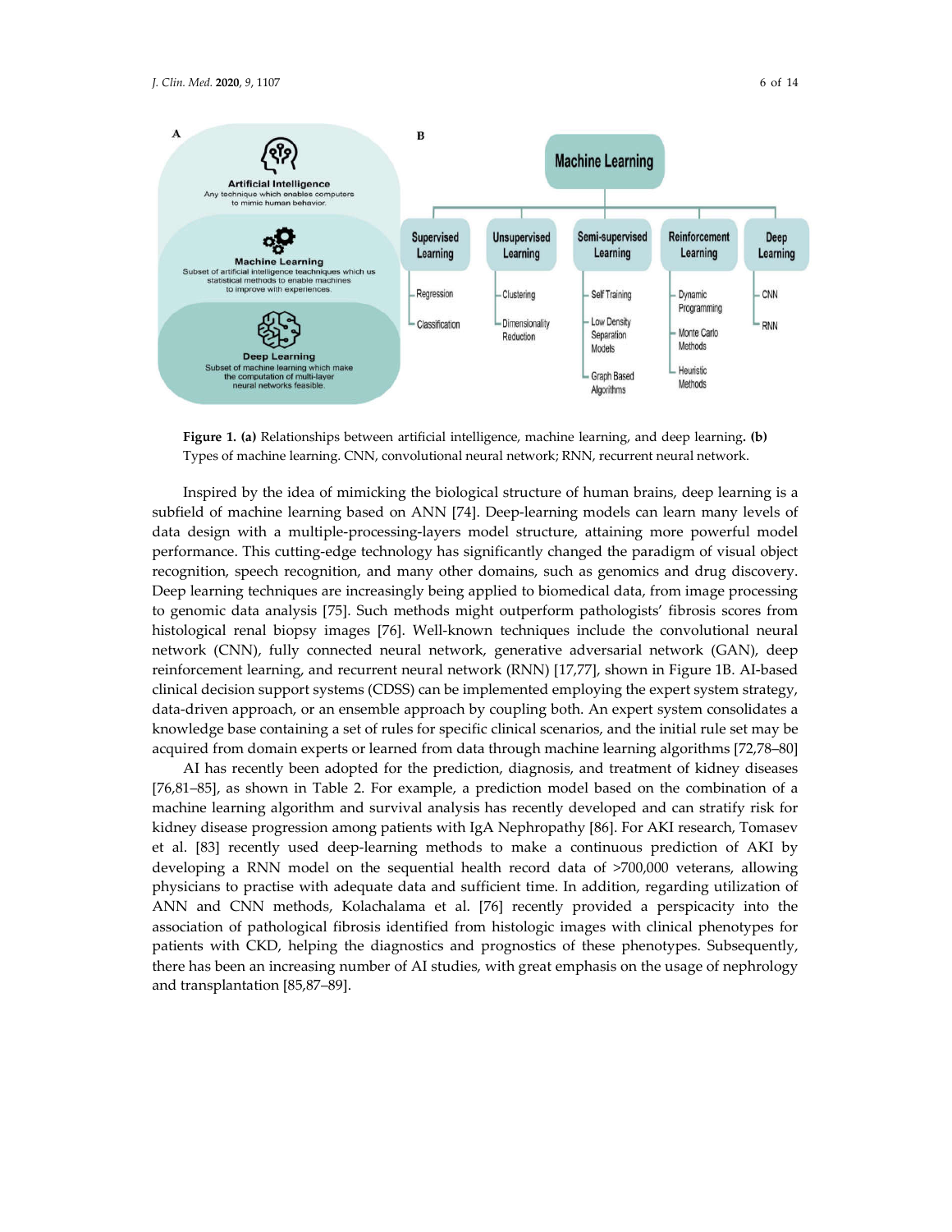**Figure 1.** **(a)** Relationships between artificial intelligence, machine learning, and deep learning. **(b)** Types of machine learning. CNN, convolutional neural network; RNN, recurrent neural network.

Inspired by the idea of mimicking the biological structure of human brains, deep learning is a subfield of machine learning based on ANN [74]. Deep-learning models can learn many levels of data design with a multiple-processing-layers model structure, attaining more powerful model performance. This cutting-edge technology has significantly changed the paradigm of visual object recognition, speech recognition, and many other domains, such as genomics and drug discovery. Deep learning techniques are increasingly being applied to biomedical data, from image processing to genomic data analysis [75]. Such methods might outperform pathologists' fibrosis scores from histological renal biopsy images [76]. Well-known techniques include the convolutional neural network (CNN), fully connected neural network, generative adversarial network (GAN), deep reinforcement learning, and recurrent neural network (RNN) [17,77], shown in Figure 1B. AI-based clinical decision support systems (CDSS) can be implemented employing the expert system strategy, data-driven approach, or an ensemble approach by coupling both. An expert system consolidates a knowledge base containing a set of rules for specific clinical scenarios, and the initial rule set may be acquired from domain experts or learned from data through machine learning algorithms [72,78–80]

AI has recently been adopted for the prediction, diagnosis, and treatment of kidney diseases [76,81–85], as shown in Table 2. For example, a prediction model based on the combination of a machine learning algorithm and survival analysis has recently developed and can stratify risk for kidney disease progression among patients with IgA Nephropathy [86]. For AKI research, Tomasev et al. [83] recently used deep-learning methods to make a continuous prediction of AKI by developing a RNN model on the sequential health record data of >700,000 veterans, allowing physicians to practise with adequate data and sufficient time. In addition, regarding utilization of ANN and CNN methods, Kolachalama et al. [76] recently provided a perspicacity into the association of pathological fibrosis identified from histologic images with clinical phenotypes for patients with CKD, helping the diagnostics and prognostics of these phenotypes. Subsequently, there has been an increasing number of AI studies, with great emphasis on the usage of nephrology and transplantation [85,87–89].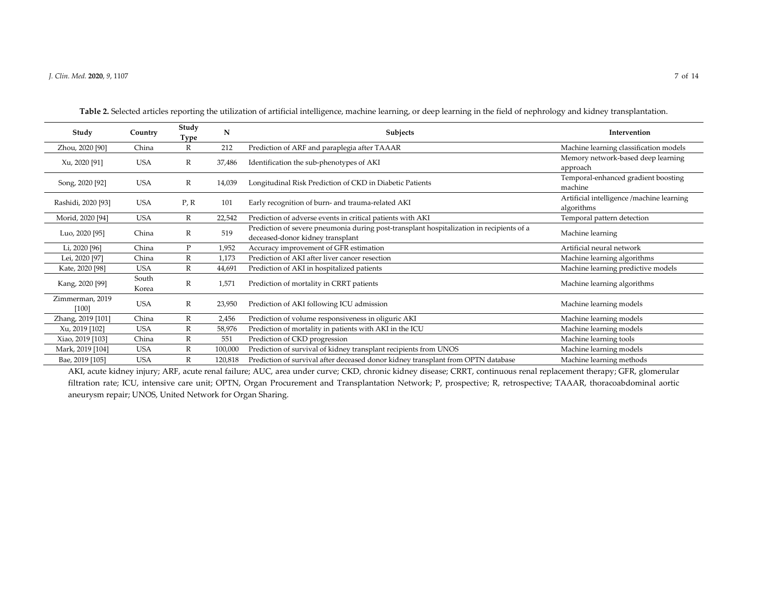**Table 2.** Selected articles reporting the utilization of artificial intelligence, machine learning, or deep learning in the field of nephrology and kidney transplantation.

| Study | Country | Study Type | N | Subjects | Intervention |
|---|---|---|---|---|---|
| Zhou, 2020 [90] | China | R | 212 | Prediction of ARF and paraplegia after TAAAR | Machine learning classification models |
| Xu, 2020 [91] | USA | R | 37,486 | Identification the sub-phenotypes of AKI | Memory network-based deep learning approach |
| Song, 2020 [92] | USA | R | 14,039 | Longitudinal Risk Prediction of CKD in Diabetic Patients | Temporal-enhanced gradient boosting machine |
| Rashidi, 2020 [93] | USA | P, R | 101 | Early recognition of burn- and trauma-related AKI | Artificial intelligence /machine learning algorithms |
| Morid, 2020 [94] | USA | R | 22,542 | Prediction of adverse events in critical patients with AKI | Temporal pattern detection |
| Luo, 2020 [95] | China | R | 519 | Prediction of severe pneumonia during post-transplant hospitalization in recipients of a deceased-donor kidney transplant | Machine learning |
| Li, 2020 [96] | China | P | 1,952 | Accuracy improvement of GFR estimation | Artificial neural network |
| Lei, 2020 [97] | China | R | 1,173 | Prediction of AKI after liver cancer resection | Machine learning algorithms |
| Kate, 2020 [98] | USA | R | 44,691 | Prediction of AKI in hospitalized patients | Machine learning predictive models |
| Kang, 2020 [99] | South Korea | R | 1,571 | Prediction of mortality in CRRT patients | Machine learning algorithms |
| Zimmerman, 2019 [100] | USA | R | 23,950 | Prediction of AKI following ICU admission | Machine learning models |
| Zhang, 2019 [101] | China | R | 2,456 | Prediction of volume responsiveness in oliguric AKI | Machine learning models |
| Xu, 2019 [102] | USA | R | 58,976 | Prediction of mortality in patients with AKI in the ICU | Machine learning models |
| Xiao, 2019 [103] | China | R | 551 | Prediction of CKD progression | Machine learning tools |
| Mark, 2019 [104] | USA | R | 100,000 | Prediction of survival of kidney transplant recipients from UNOS | Machine learning models |
| Bae, 2019 [105] | USA | R | 120,818 | Prediction of survival after deceased donor kidney transplant from OPTN database | Machine learning methods |

AKI, acute kidney injury; ARF, acute renal failure; AUC, area under curve; CKD, chronic kidney disease; CRRT, continuous renal replacement therapy; GFR, glomerular filtration rate; ICU, intensive care unit; OPTN, Organ Procurement and Transplantation Network; P, prospective; R, retrospective; TAAAR, thoracoabdominal aortic aneurysm repair; UNOS, United Network for Organ Sharing.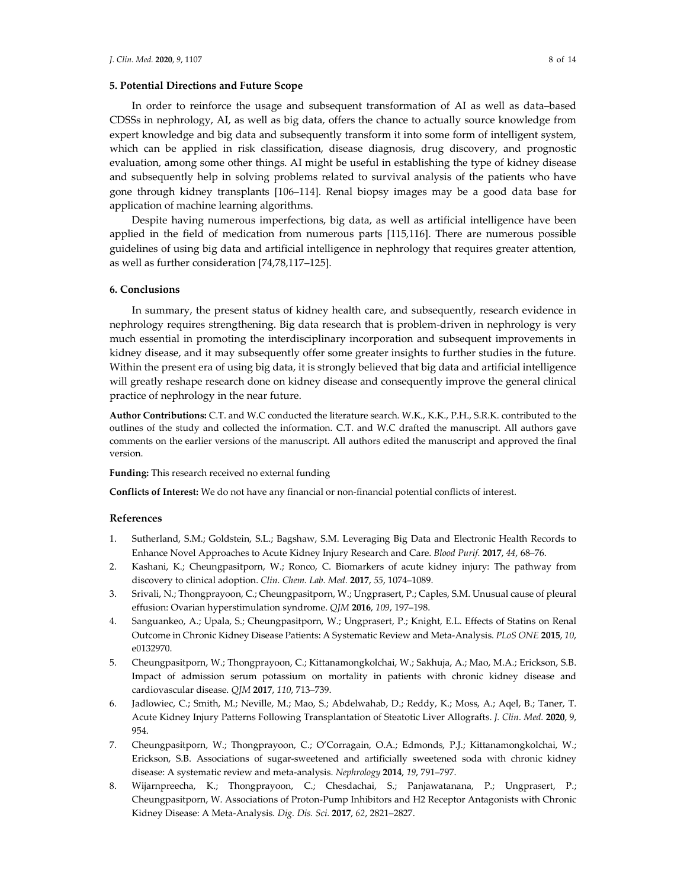## 5. Potential Directions and Future Scope

In order to reinforce the usage and subsequent transformation of AI as well as data–based CDSSs in nephrology, AI, as well as big data, offers the chance to actually source knowledge from expert knowledge and big data and subsequently transform it into some form of intelligent system, which can be applied in risk classification, disease diagnosis, drug discovery, and prognostic evaluation, among some other things. AI might be useful in establishing the type of kidney disease and subsequently help in solving problems related to survival analysis of the patients who have gone through kidney transplants [106–114]. Renal biopsy images may be a good data base for application of machine learning algorithms.

Despite having numerous imperfections, big data, as well as artificial intelligence have been applied in the field of medication from numerous parts [115,116]. There are numerous possible guidelines of using big data and artificial intelligence in nephrology that requires greater attention, as well as further consideration [74,78,117–125].

## 6. Conclusions

In summary, the present status of kidney health care, and subsequently, research evidence in nephrology requires strengthening. Big data research that is problem-driven in nephrology is very much essential in promoting the interdisciplinary incorporation and subsequent improvements in kidney disease, and it may subsequently offer some greater insights to further studies in the future. Within the present era of using big data, it is strongly believed that big data and artificial intelligence will greatly reshape research done on kidney disease and consequently improve the general clinical practice of nephrology in the near future.

**Author Contributions:** C.T. and W.C conducted the literature search. W.K., K.K., P.H., S.R.K. contributed to the outlines of the study and collected the information. C.T. and W.C drafted the manuscript. All authors gave comments on the earlier versions of the manuscript. All authors edited the manuscript and approved the final version.

**Funding:** This research received no external funding

**Conflicts of Interest:** We do not have any financial or non-financial potential conflicts of interest.

## References

1. Sutherland, S.M.; Goldstein, S.L.; Bagshaw, S.M. Leveraging Big Data and Electronic Health Records to Enhance Novel Approaches to Acute Kidney Injury Research and Care. *Blood Purif.* **2017**, *44*, 68–76.
2. Kashani, K.; Cheungpasitporn, W.; Ronco, C. Biomarkers of acute kidney injury: The pathway from discovery to clinical adoption. *Clin. Chem. Lab. Med.* **2017**, *55*, 1074–1089.
3. Srivali, N.; Thongprayoon, C.; Cheungpasitporn, W.; Ungprasert, P.; Caples, S.M. Unusual cause of pleural effusion: Ovarian hyperstimulation syndrome. *QJM* **2016**, *109*, 197–198.
4. Sanguankeo, A.; Upala, S.; Cheungpasitporn, W.; Ungprasert, P.; Knight, E.L. Effects of Statins on Renal Outcome in Chronic Kidney Disease Patients: A Systematic Review and Meta-Analysis. *PLoS ONE* **2015**, *10*, e0132970.
5. Cheungpasitporn, W.; Thongprayoon, C.; Kittanamongkolchai, W.; Sakhuja, A.; Mao, M.A.; Erickson, S.B. Impact of admission serum potassium on mortality in patients with chronic kidney disease and cardiovascular disease. *QJM* **2017**, *110*, 713–739.
6. Jadlowiec, C.; Smith, M.; Neville, M.; Mao, S.; Abdelwahab, D.; Reddy, K.; Moss, A.; Aqel, B.; Taner, T. Acute Kidney Injury Patterns Following Transplantation of Steatotic Liver Allografts. *J. Clin. Med.* **2020**, *9*, 954.
7. Cheungpasitporn, W.; Thongprayoon, C.; O'Corragain, O.A.; Edmonds, P.J.; Kittanamongkolchai, W.; Erickson, S.B. Associations of sugar-sweetened and artificially sweetened soda with chronic kidney disease: A systematic review and meta-analysis. *Nephrology* **2014**, *19*, 791–797.
8. Wijarnpreecha, K.; Thongprayoon, C.; Chesdachai, S.; Panjawatanana, P.; Ungprasert, P.; Cheungpasitporn, W. Associations of Proton-Pump Inhibitors and H2 Receptor Antagonists with Chronic Kidney Disease: A Meta-Analysis. *Dig. Dis. Sci.* **2017**, *62*, 2821–2827.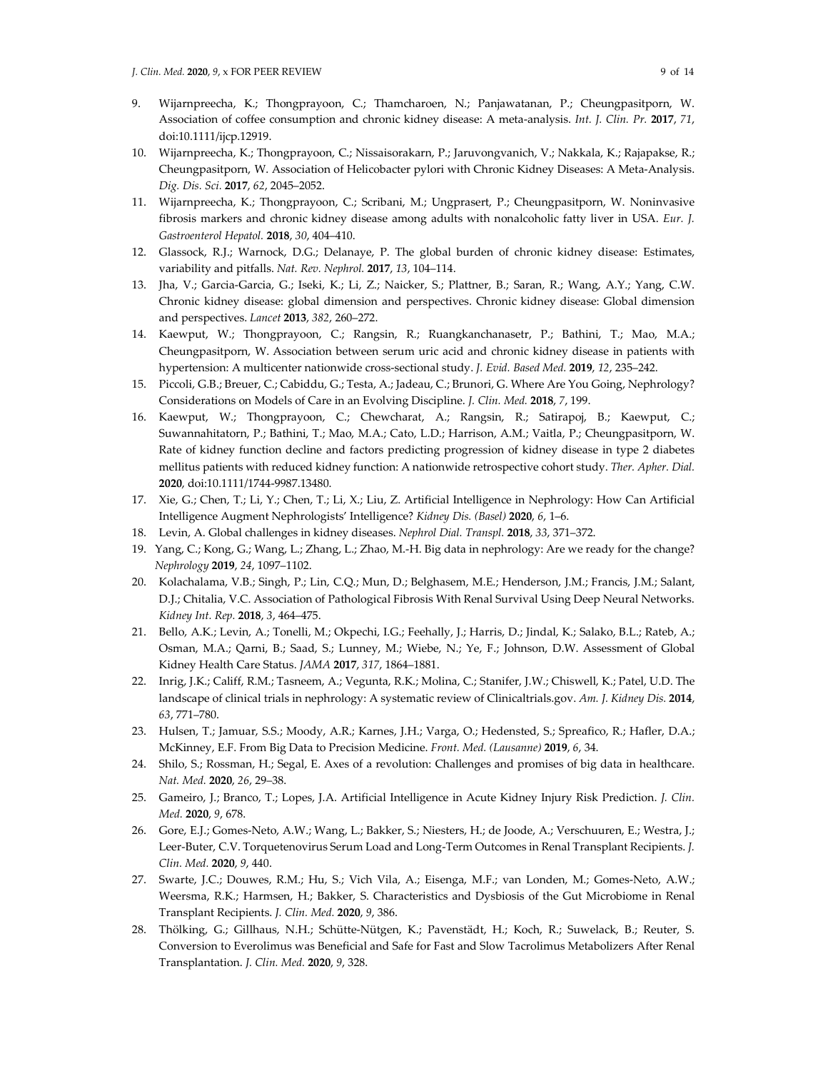9. Wijarnpreecha, K.; Thongprayoon, C.; Thamcharoen, N.; Panjawatanan, P.; Cheungpasitporn, W. Association of coffee consumption and chronic kidney disease: A meta-analysis. *Int. J. Clin. Pr.* **2017**, *71*, doi:10.1111/ijcp.12919.
10. Wijarnpreecha, K.; Thongprayoon, C.; Nissaisorakarn, P.; Jaruvongvanich, V.; Nakkala, K.; Rajapakse, R.; Cheungpasitporn, W. Association of Helicobacter pylori with Chronic Kidney Diseases: A Meta-Analysis. *Dig. Dis. Sci.* **2017**, *62*, 2045–2052.
11. Wijarnpreecha, K.; Thongprayoon, C.; Scribani, M.; Ungprasert, P.; Cheungpasitporn, W. Noninvasive fibrosis markers and chronic kidney disease among adults with nonalcoholic fatty liver in USA. *Eur. J. Gastroenterol Hepatol.* **2018**, *30*, 404–410.
12. Glassock, R.J.; Warnock, D.G.; Delanaye, P. The global burden of chronic kidney disease: Estimates, variability and pitfalls. *Nat. Rev. Nephrol.* **2017**, *13*, 104–114.
13. Jha, V.; Garcia-Garcia, G.; Iseki, K.; Li, Z.; Naicker, S.; Plattner, B.; Saran, R.; Wang, A.Y.; Yang, C.W. Chronic kidney disease: global dimension and perspectives. Chronic kidney disease: Global dimension and perspectives. *Lancet* **2013**, *382*, 260–272.
14. Kaewput, W.; Thongprayoon, C.; Rangsin, R.; Ruangkanchanasetr, P.; Bathini, T.; Mao, M.A.; Cheungpasitporn, W. Association between serum uric acid and chronic kidney disease in patients with hypertension: A multicenter nationwide cross-sectional study. *J. Evid. Based Med.* **2019**, *12*, 235–242.
15. Piccoli, G.B.; Breuer, C.; Cabiddu, G.; Testa, A.; Jadeau, C.; Brunori, G. Where Are You Going, Nephrology? Considerations on Models of Care in an Evolving Discipline. *J. Clin. Med.* **2018**, *7*, 199.
16. Kaewput, W.; Thongprayoon, C.; Chewcharat, A.; Rangsin, R.; Satirapoj, B.; Kaewput, C.; Suwannahitatorn, P.; Bathini, T.; Mao, M.A.; Cato, L.D.; Harrison, A.M.; Vaitla, P.; Cheungpasitporn, W. Rate of kidney function decline and factors predicting progression of kidney disease in type 2 diabetes mellitus patients with reduced kidney function: A nationwide retrospective cohort study. *Ther. Apher. Dial.* **2020**, doi:10.1111/1744-9987.13480.
17. Xie, G.; Chen, T.; Li, Y.; Chen, T.; Li, X.; Liu, Z. Artificial Intelligence in Nephrology: How Can Artificial Intelligence Augment Nephrologists' Intelligence? *Kidney Dis. (Basel)* **2020**, *6*, 1–6.
18. Levin, A. Global challenges in kidney diseases. *Nephrol Dial. Transpl.* **2018**, *33*, 371–372.
19. Yang, C.; Kong, G.; Wang, L.; Zhang, L.; Zhao, M.-H. Big data in nephrology: Are we ready for the change? *Nephrology* **2019**, *24*, 1097–1102.
20. Kolachalama, V.B.; Singh, P.; Lin, C.Q.; Mun, D.; Belghasem, M.E.; Henderson, J.M.; Francis, J.M.; Salant, D.J.; Chitalia, V.C. Association of Pathological Fibrosis With Renal Survival Using Deep Neural Networks. *Kidney Int. Rep.* **2018**, *3*, 464–475.
21. Bello, A.K.; Levin, A.; Tonelli, M.; Okpechi, I.G.; Feehally, J.; Harris, D.; Jindal, K.; Salako, B.L.; Rateb, A.; Osman, M.A.; Qarni, B.; Saad, S.; Lunney, M.; Wiebe, N.; Ye, F.; Johnson, D.W. Assessment of Global Kidney Health Care Status. *JAMA* **2017**, *317*, 1864–1881.
22. Inrig, J.K.; Califf, R.M.; Tasneem, A.; Vegunta, R.K.; Molina, C.; Stanifer, J.W.; Chiswell, K.; Patel, U.D. The landscape of clinical trials in nephrology: A systematic review of Clinicaltrials.gov. *Am. J. Kidney Dis.* **2014**, *63*, 771–780.
23. Hulsen, T.; Jamuar, S.S.; Moody, A.R.; Karnes, J.H.; Varga, O.; Hedensted, S.; Spreafico, R.; Hafler, D.A.; McKinney, E.F. From Big Data to Precision Medicine. *Front. Med. (Lausanne)* **2019**, *6*, 34.
24. Shilo, S.; Rossman, H.; Segal, E. Axes of a revolution: Challenges and promises of big data in healthcare. *Nat. Med.* **2020**, *26*, 29–38.
25. Gameiro, J.; Branco, T.; Lopes, J.A. Artificial Intelligence in Acute Kidney Injury Risk Prediction. *J. Clin. Med.* **2020**, *9*, 678.
26. Gore, E.J.; Gomes-Neto, A.W.; Wang, L.; Bakker, S.; Niesters, H.; de Joode, A.; Verschuuren, E.; Westra, J.; Leer-Buter, C.V. Torquetenovirus Serum Load and Long-Term Outcomes in Renal Transplant Recipients. *J. Clin. Med.* **2020**, *9*, 440.
27. Swarte, J.C.; Douwes, R.M.; Hu, S.; Vich Vila, A.; Eisenga, M.F.; van Londen, M.; Gomes-Neto, A.W.; Weersma, R.K.; Harmsen, H.; Bakker, S. Characteristics and Dysbiosis of the Gut Microbiome in Renal Transplant Recipients. *J. Clin. Med.* **2020**, *9*, 386.
28. Thölking, G.; Gillhaus, N.H.; Schütte-Nütgen, K.; Pavenstädt, H.; Koch, R.; Suwelack, B.; Reuter, S. Conversion to Everolimus was Beneficial and Safe for Fast and Slow Tacrolimus Metabolizers After Renal Transplantation. *J. Clin. Med.* **2020**, *9*, 328.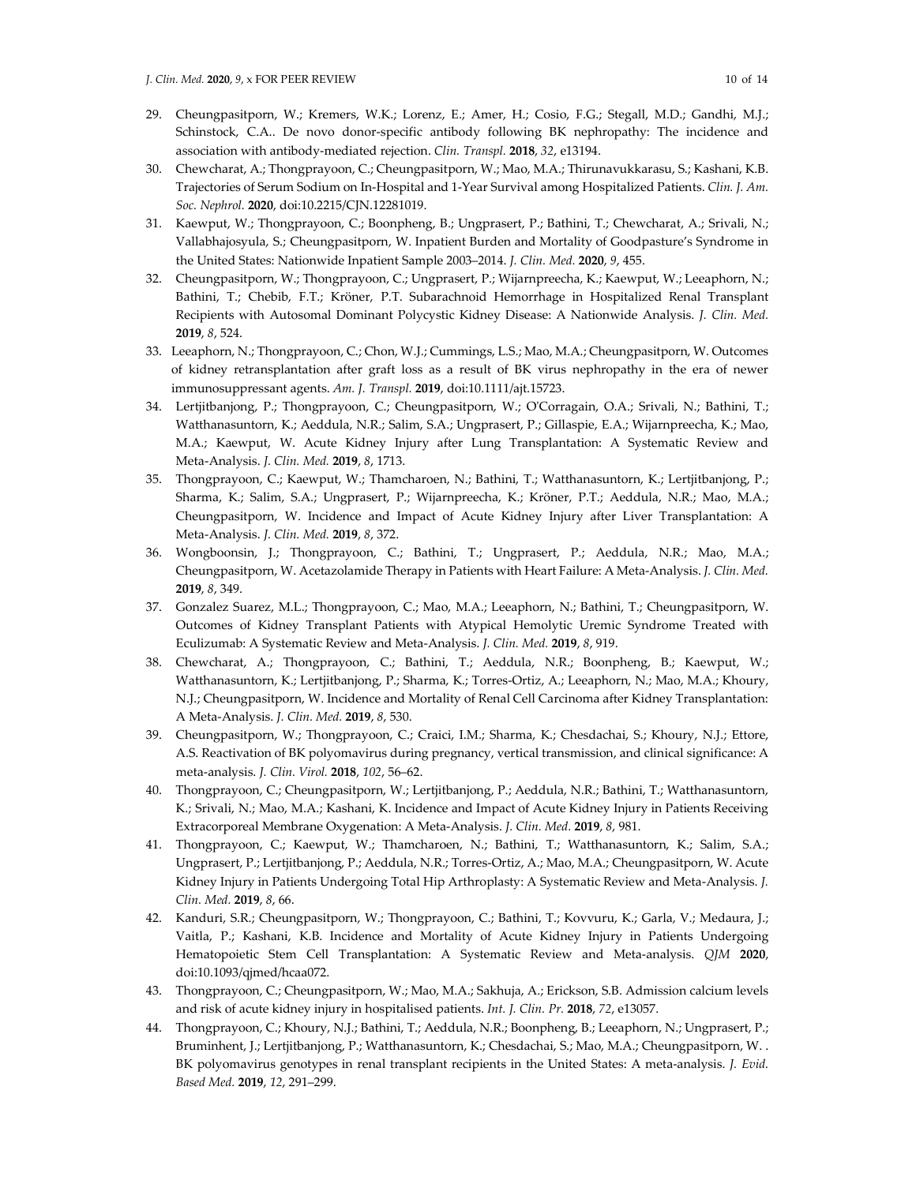29. Cheungpasitporn, W.; Kremers, W.K.; Lorenz, E.; Amer, H.; Cosio, F.G.; Stegall, M.D.; Gandhi, M.J.; Schinstock, C.A.. De novo donor-specific antibody following BK nephropathy: The incidence and association with antibody-mediated rejection. *Clin. Transpl.* **2018**, *32*, e13194.
30. Chewcharat, A.; Thongprayoon, C.; Cheungpasitporn, W.; Mao, M.A.; Thirunavukkarasu, S.; Kashani, K.B. Trajectories of Serum Sodium on In-Hospital and 1-Year Survival among Hospitalized Patients. *Clin. J. Am. Soc. Nephrol.* **2020**, doi:10.2215/CJN.12281019.
31. Kaewput, W.; Thongprayoon, C.; Boonpheng, B.; Ungprasert, P.; Bathini, T.; Chewcharat, A.; Srivali, N.; Vallabhajosyula, S.; Cheungpasitporn, W. Inpatient Burden and Mortality of Goodpasture's Syndrome in the United States: Nationwide Inpatient Sample 2003–2014. *J. Clin. Med.* **2020**, *9*, 455.
32. Cheungpasitporn, W.; Thongprayoon, C.; Ungprasert, P.; Wijarnpreecha, K.; Kaewput, W.; Leeaphorn, N.; Bathini, T.; Chebib, F.T.; Kröner, P.T. Subarachnoid Hemorrhage in Hospitalized Renal Transplant Recipients with Autosomal Dominant Polycystic Kidney Disease: A Nationwide Analysis. *J. Clin. Med.* **2019**, *8*, 524.
33. Leeaphorn, N.; Thongprayoon, C.; Chon, W.J.; Cummings, L.S.; Mao, M.A.; Cheungpasitporn, W. Outcomes of kidney retransplantation after graft loss as a result of BK virus nephropathy in the era of newer immunosuppressant agents. *Am. J. Transpl.* **2019**, doi:10.1111/ajt.15723.
34. Lertjitbanjong, P.; Thongprayoon, C.; Cheungpasitporn, W.; O'Corragain, O.A.; Srivali, N.; Bathini, T.; Watthanasuntorn, K.; Aeddula, N.R.; Salim, S.A.; Ungprasert, P.; Gillaspie, E.A.; Wijarnpreecha, K.; Mao, M.A.; Kaewput, W. Acute Kidney Injury after Lung Transplantation: A Systematic Review and Meta-Analysis. *J. Clin. Med.* **2019**, *8*, 1713.
35. Thongprayoon, C.; Kaewput, W.; Thamcharoen, N.; Bathini, T.; Watthanasuntorn, K.; Lertjitbanjong, P.; Sharma, K.; Salim, S.A.; Ungprasert, P.; Wijarnpreecha, K.; Kröner, P.T.; Aeddula, N.R.; Mao, M.A.; Cheungpasitporn, W. Incidence and Impact of Acute Kidney Injury after Liver Transplantation: A Meta-Analysis. *J. Clin. Med.* **2019**, *8*, 372.
36. Wongboonsin, J.; Thongprayoon, C.; Bathini, T.; Ungprasert, P.; Aeddula, N.R.; Mao, M.A.; Cheungpasitporn, W. Acetazolamide Therapy in Patients with Heart Failure: A Meta-Analysis. *J. Clin. Med.* **2019**, *8*, 349.
37. Gonzalez Suarez, M.L.; Thongprayoon, C.; Mao, M.A.; Leeaphorn, N.; Bathini, T.; Cheungpasitporn, W. Outcomes of Kidney Transplant Patients with Atypical Hemolytic Uremic Syndrome Treated with Eculizumab: A Systematic Review and Meta-Analysis. *J. Clin. Med.* **2019**, *8*, 919.
38. Chewcharat, A.; Thongprayoon, C.; Bathini, T.; Aeddula, N.R.; Boonpheng, B.; Kaewput, W.; Watthanasuntorn, K.; Lertjitbanjong, P.; Sharma, K.; Torres-Ortiz, A.; Leeaphorn, N.; Mao, M.A.; Khoury, N.J.; Cheungpasitporn, W. Incidence and Mortality of Renal Cell Carcinoma after Kidney Transplantation: A Meta-Analysis. *J. Clin. Med.* **2019**, *8*, 530.
39. Cheungpasitporn, W.; Thongprayoon, C.; Craici, I.M.; Sharma, K.; Chesdachai, S.; Khoury, N.J.; Ettore, A.S. Reactivation of BK polyomavirus during pregnancy, vertical transmission, and clinical significance: A meta-analysis. *J. Clin. Virol.* **2018**, *102*, 56–62.
40. Thongprayoon, C.; Cheungpasitporn, W.; Lertjitbanjong, P.; Aeddula, N.R.; Bathini, T.; Watthanasuntorn, K.; Srivali, N.; Mao, M.A.; Kashani, K. Incidence and Impact of Acute Kidney Injury in Patients Receiving Extracorporeal Membrane Oxygenation: A Meta-Analysis. *J. Clin. Med.* **2019**, *8*, 981.
41. Thongprayoon, C.; Kaewput, W.; Thamcharoen, N.; Bathini, T.; Watthanasuntorn, K.; Salim, S.A.; Ungprasert, P.; Lertjitbanjong, P.; Aeddula, N.R.; Torres-Ortiz, A.; Mao, M.A.; Cheungpasitporn, W. Acute Kidney Injury in Patients Undergoing Total Hip Arthroplasty: A Systematic Review and Meta-Analysis. *J. Clin. Med.* **2019**, *8*, 66.
42. Kanduri, S.R.; Cheungpasitporn, W.; Thongprayoon, C.; Bathini, T.; Kovvuru, K.; Garla, V.; Medaura, J.; Vaitla, P.; Kashani, K.B. Incidence and Mortality of Acute Kidney Injury in Patients Undergoing Hematopoietic Stem Cell Transplantation: A Systematic Review and Meta-analysis. *QJM* **2020**, doi:10.1093/qjmed/hcaa072.
43. Thongprayoon, C.; Cheungpasitporn, W.; Mao, M.A.; Sakhuja, A.; Erickson, S.B. Admission calcium levels and risk of acute kidney injury in hospitalised patients. *Int. J. Clin. Pr.* **2018**, *72*, e13057.
44. Thongprayoon, C.; Khoury, N.J.; Bathini, T.; Aeddula, N.R.; Boonpheng, B.; Leeaphorn, N.; Ungprasert, P.; Bruminhent, J.; Lertjitbanjong, P.; Watthanasuntorn, K.; Chesdachai, S.; Mao, M.A.; Cheungpasitporn, W. . BK polyomavirus genotypes in renal transplant recipients in the United States: A meta-analysis. *J. Evid. Based Med.* **2019**, *12*, 291–299.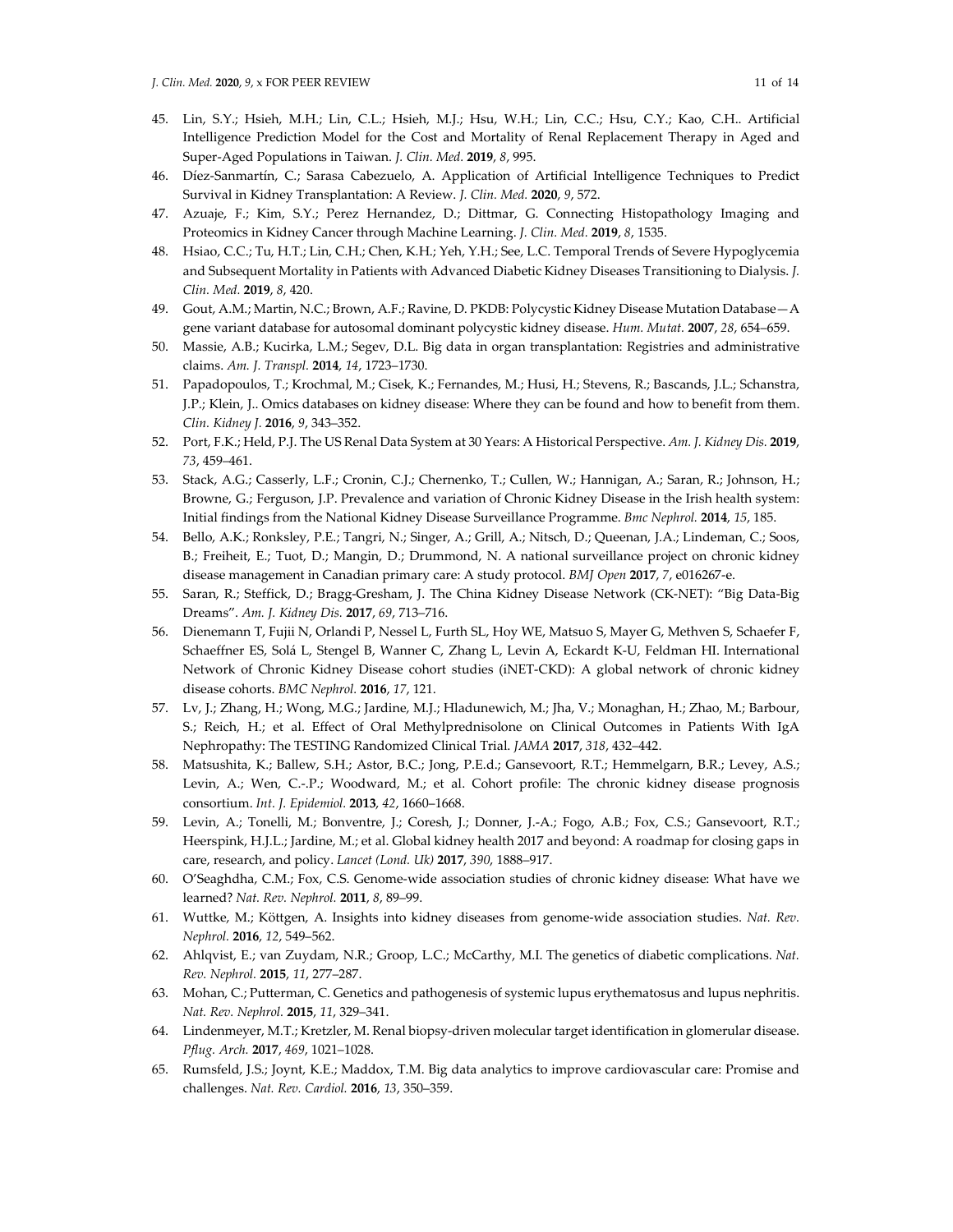45. Lin, S.Y.; Hsieh, M.H.; Lin, C.L.; Hsieh, M.J.; Hsu, W.H.; Lin, C.C.; Hsu, C.Y.; Kao, C.H.. Artificial Intelligence Prediction Model for the Cost and Mortality of Renal Replacement Therapy in Aged and Super-Aged Populations in Taiwan. *J. Clin. Med.* **2019**, *8*, 995.
46. Díez-Sanmartín, C.; Sarasa Cabezuelo, A. Application of Artificial Intelligence Techniques to Predict Survival in Kidney Transplantation: A Review. *J. Clin. Med.* **2020**, *9*, 572.
47. Azuaje, F.; Kim, S.Y.; Perez Hernandez, D.; Dittmar, G. Connecting Histopathology Imaging and Proteomics in Kidney Cancer through Machine Learning. *J. Clin. Med.* **2019**, *8*, 1535.
48. Hsiao, C.C.; Tu, H.T.; Lin, C.H.; Chen, K.H.; Yeh, Y.H.; See, L.C. Temporal Trends of Severe Hypoglycemia and Subsequent Mortality in Patients with Advanced Diabetic Kidney Diseases Transitioning to Dialysis. *J. Clin. Med.* **2019**, *8*, 420.
49. Gout, A.M.; Martin, N.C.; Brown, A.F.; Ravine, D. PKDB: Polycystic Kidney Disease Mutation Database—A gene variant database for autosomal dominant polycystic kidney disease. *Hum. Mutat.* **2007**, *28*, 654–659.
50. Massie, A.B.; Kucirka, L.M.; Segev, D.L. Big data in organ transplantation: Registries and administrative claims. *Am. J. Transpl.* **2014**, *14*, 1723–1730.
51. Papadopoulos, T.; Krochmal, M.; Cisek, K.; Fernandes, M.; Husi, H.; Stevens, R.; Bascands, J.L.; Schanstra, J.P.; Klein, J.. Omics databases on kidney disease: Where they can be found and how to benefit from them. *Clin. Kidney J.* **2016**, *9*, 343–352.
52. Port, F.K.; Held, P.J. The US Renal Data System at 30 Years: A Historical Perspective. *Am. J. Kidney Dis.* **2019**, *73*, 459–461.
53. Stack, A.G.; Casserly, L.F.; Cronin, C.J.; Chernenko, T.; Cullen, W.; Hannigan, A.; Saran, R.; Johnson, H.; Browne, G.; Ferguson, J.P. Prevalence and variation of Chronic Kidney Disease in the Irish health system: Initial findings from the National Kidney Disease Surveillance Programme. *Bmc Nephrol.* **2014**, *15*, 185.
54. Bello, A.K.; Ronksley, P.E.; Tangri, N.; Singer, A.; Grill, A.; Nitsch, D.; Queenan, J.A.; Lindeman, C.; Soos, B.; Freiheit, E.; Tuot, D.; Mangin, D.; Drummond, N. A national surveillance project on chronic kidney disease management in Canadian primary care: A study protocol. *BMJ Open* **2017**, *7*, e016267-e.
55. Saran, R.; Steffick, D.; Bragg-Gresham, J. The China Kidney Disease Network (CK-NET): "Big Data-Big Dreams". *Am. J. Kidney Dis.* **2017**, *69*, 713–716.
56. Dienemann T, Fujii N, Orlandi P, Nessel L, Furth SL, Hoy WE, Matsuo S, Mayer G, Methven S, Schaefer F, Schaeffner ES, Solá L, Stengel B, Wanner C, Zhang L, Levin A, Eckardt K-U, Feldman HI. International Network of Chronic Kidney Disease cohort studies (iNET-CKD): A global network of chronic kidney disease cohorts. *BMC Nephrol.* **2016**, *17*, 121.
57. Lv, J.; Zhang, H.; Wong, M.G.; Jardine, M.J.; Hladunewich, M.; Jha, V.; Monaghan, H.; Zhao, M.; Barbour, S.; Reich, H.; et al. Effect of Oral Methylprednisolone on Clinical Outcomes in Patients With IgA Nephropathy: The TESTING Randomized Clinical Trial. *JAMA* **2017**, *318*, 432–442.
58. Matsushita, K.; Ballew, S.H.; Astor, B.C.; Jong, P.E.d.; Gansevoort, R.T.; Hemmelgarn, B.R.; Levey, A.S.; Levin, A.; Wen, C.-P.; Woodward, M.; et al. Cohort profile: The chronic kidney disease prognosis consortium. *Int. J. Epidemiol.* **2013**, *42*, 1660–1668.
59. Levin, A.; Tonelli, M.; Bonventre, J.; Coresh, J.; Donner, J.-A.; Fogo, A.B.; Fox, C.S.; Gansevoort, R.T.; Heerspink, H.J.L.; Jardine, M.; et al. Global kidney health 2017 and beyond: A roadmap for closing gaps in care, research, and policy. *Lancet (Lond. Uk)* **2017**, *390*, 1888–917.
60. O'Seaghdha, C.M.; Fox, C.S. Genome-wide association studies of chronic kidney disease: What have we learned? *Nat. Rev. Nephrol.* **2011**, *8*, 89–99.
61. Wuttke, M.; Köttgen, A. Insights into kidney diseases from genome-wide association studies. *Nat. Rev. Nephrol.* **2016**, *12*, 549–562.
62. Ahlqvist, E.; van Zuydam, N.R.; Groop, L.C.; McCarthy, M.I. The genetics of diabetic complications. *Nat. Rev. Nephrol.* **2015**, *11*, 277–287.
63. Mohan, C.; Putterman, C. Genetics and pathogenesis of systemic lupus erythematosus and lupus nephritis. *Nat. Rev. Nephrol.* **2015**, *11*, 329–341.
64. Lindenmeyer, M.T.; Kretzler, M. Renal biopsy-driven molecular target identification in glomerular disease. *Pflug. Arch.* **2017**, *469*, 1021–1028.
65. Rumsfeld, J.S.; Joynt, K.E.; Maddox, T.M. Big data analytics to improve cardiovascular care: Promise and challenges. *Nat. Rev. Cardiol.* **2016**, *13*, 350–359.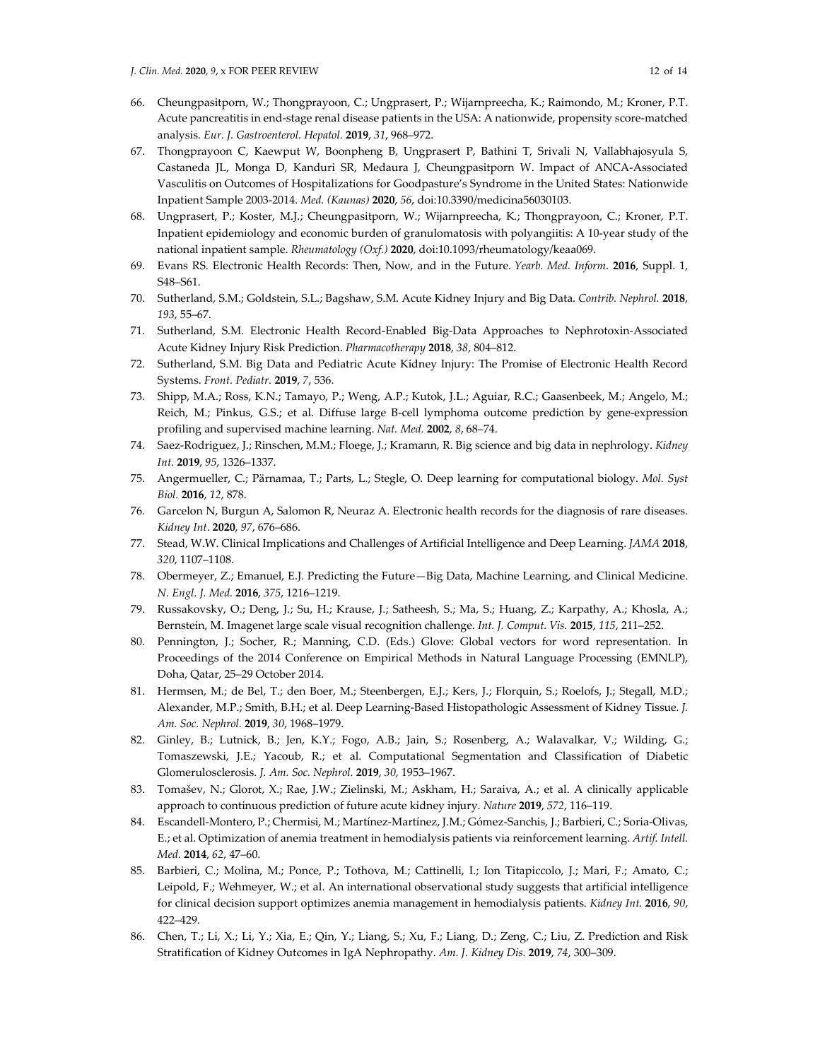66. Cheungpasitporn, W.; Thongprayoon, C.; Ungprasert, P.; Wijarnpreecha, K.; Raimondo, M.; Kroner, P.T. Acute pancreatitis in end-stage renal disease patients in the USA: A nationwide, propensity score-matched analysis. *Eur. J. Gastroenterol. Hepatol.* **2019**, *31*, 968–972.
67. Thongprayoon C, Kaewput W, Boonpheng B, Ungprasert P, Bathini T, Srivali N, Vallabhajosyula S, Castaneda JL, Monga D, Kanduri SR, Medaura J, Cheungpasitporn W. Impact of ANCA-Associated Vasculitis on Outcomes of Hospitalizations for Goodpasture's Syndrome in the United States: Nationwide Inpatient Sample 2003-2014. *Med. (Kaunas)* **2020**, *56*, doi:10.3390/medicina56030103.
68. Ungprasert, P.; Koster, M.J.; Cheungpasitporn, W.; Wijarnpreecha, K.; Thongprayoon, C.; Kroner, P.T. Inpatient epidemiology and economic burden of granulomatosis with polyangiitis: A 10-year study of the national inpatient sample. *Rheumatology (Oxf.)* **2020**, doi:10.1093/rheumatology/keaa069.
69. Evans RS. Electronic Health Records: Then, Now, and in the Future. *Yearb. Med. Inform*. **2016**, Suppl. 1, S48–S61.
70. Sutherland, S.M.; Goldstein, S.L.; Bagshaw, S.M. Acute Kidney Injury and Big Data. *Contrib. Nephrol.* **2018**, *193*, 55–67.
71. Sutherland, S.M. Electronic Health Record-Enabled Big-Data Approaches to Nephrotoxin-Associated Acute Kidney Injury Risk Prediction. *Pharmacotherapy* **2018**, *38*, 804–812.
72. Sutherland, S.M. Big Data and Pediatric Acute Kidney Injury: The Promise of Electronic Health Record Systems. *Front. Pediatr.* **2019**, *7*, 536.
73. Shipp, M.A.; Ross, K.N.; Tamayo, P.; Weng, A.P.; Kutok, J.L.; Aguiar, R.C.; Gaasenbeek, M.; Angelo, M.; Reich, M.; Pinkus, G.S.; et al. Diffuse large B-cell lymphoma outcome prediction by gene-expression profiling and supervised machine learning. *Nat. Med.* **2002**, *8*, 68–74.
74. Saez-Rodriguez, J.; Rinschen, M.M.; Floege, J.; Kramann, R. Big science and big data in nephrology. *Kidney Int.* **2019**, *95*, 1326–1337.
75. Angermueller, C.; Pärnamaa, T.; Parts, L.; Stegle, O. Deep learning for computational biology. *Mol. Syst Biol.* **2016**, *12*, 878.
76. Garcelon N, Burgun A, Salomon R, Neuraz A. Electronic health records for the diagnosis of rare diseases. *Kidney Int*. **2020**, *97*, 676–686.
77. Stead, W.W. Clinical Implications and Challenges of Artificial Intelligence and Deep Learning. *JAMA* **2018**, *320*, 1107–1108.
78. Obermeyer, Z.; Emanuel, E.J. Predicting the Future—Big Data, Machine Learning, and Clinical Medicine. *N. Engl. J. Med.* **2016**, *375*, 1216–1219.
79. Russakovsky, O.; Deng, J.; Su, H.; Krause, J.; Satheesh, S.; Ma, S.; Huang, Z.; Karpathy, A.; Khosla, A.; Bernstein, M. Imagenet large scale visual recognition challenge. *Int. J. Comput. Vis.* **2015**, *115*, 211–252.
80. Pennington, J.; Socher, R.; Manning, C.D. (Eds.) Glove: Global vectors for word representation. In Proceedings of the 2014 Conference on Empirical Methods in Natural Language Processing (EMNLP), Doha, Qatar, 25–29 October 2014.
81. Hermsen, M.; de Bel, T.; den Boer, M.; Steenbergen, E.J.; Kers, J.; Florquin, S.; Roelofs, J.; Stegall, M.D.; Alexander, M.P.; Smith, B.H.; et al. Deep Learning-Based Histopathologic Assessment of Kidney Tissue. *J. Am. Soc. Nephrol.* **2019**, *30*, 1968–1979.
82. Ginley, B.; Lutnick, B.; Jen, K.Y.; Fogo, A.B.; Jain, S.; Rosenberg, A.; Walavalkar, V.; Wilding, G.; Tomaszewski, J.E.; Yacoub, R.; et al. Computational Segmentation and Classification of Diabetic Glomerulosclerosis. *J. Am. Soc. Nephrol.* **2019**, *30*, 1953–1967.
83. Tomašev, N.; Glorot, X.; Rae, J.W.; Zielinski, M.; Askham, H.; Saraiva, A.; et al. A clinically applicable approach to continuous prediction of future acute kidney injury. *Nature* **2019**, *572*, 116–119.
84. Escandell-Montero, P.; Chermisi, M.; Martínez-Martínez, J.M.; Gómez-Sanchis, J.; Barbieri, C.; Soria-Olivas, E.; et al. Optimization of anemia treatment in hemodialysis patients via reinforcement learning. *Artif. Intell. Med.* **2014**, *62*, 47–60.
85. Barbieri, C.; Molina, M.; Ponce, P.; Tothova, M.; Cattinelli, I.; Ion Titapiccolo, J.; Mari, F.; Amato, C.; Leipold, F.; Wehmeyer, W.; et al. An international observational study suggests that artificial intelligence for clinical decision support optimizes anemia management in hemodialysis patients. *Kidney Int.* **2016**, *90*, 422–429.
86. Chen, T.; Li, X.; Li, Y.; Xia, E.; Qin, Y.; Liang, S.; Xu, F.; Liang, D.; Zeng, C.; Liu, Z. Prediction and Risk Stratification of Kidney Outcomes in IgA Nephropathy. *Am. J. Kidney Dis.* **2019**, *74*, 300–309.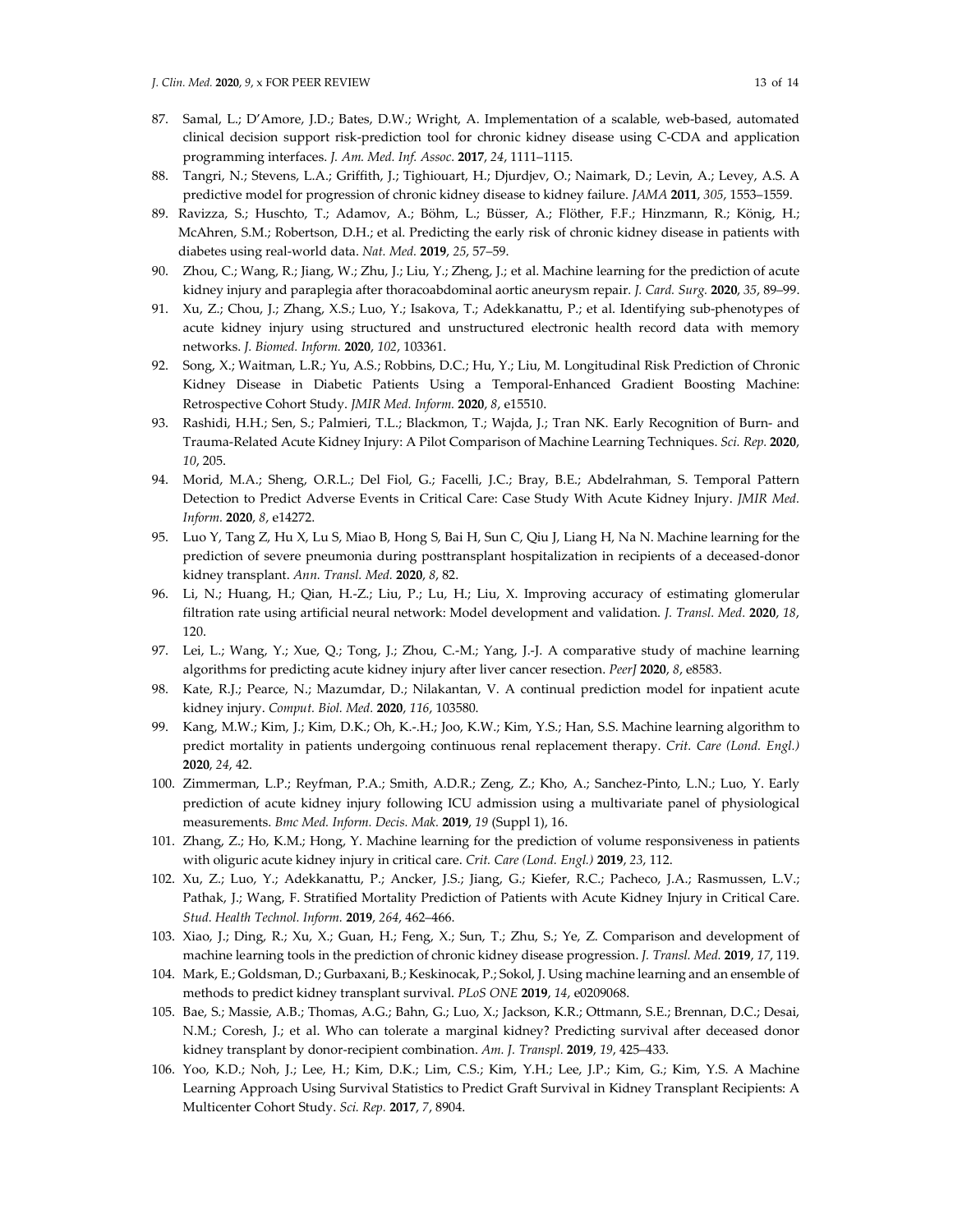87. Samal, L.; D'Amore, J.D.; Bates, D.W.; Wright, A. Implementation of a scalable, web-based, automated clinical decision support risk-prediction tool for chronic kidney disease using C-CDA and application programming interfaces. *J. Am. Med. Inf. Assoc.* **2017**, *24*, 1111–1115.
88. Tangri, N.; Stevens, L.A.; Griffith, J.; Tighiouart, H.; Djurdjev, O.; Naimark, D.; Levin, A.; Levey, A.S. A predictive model for progression of chronic kidney disease to kidney failure. *JAMA* **2011**, *305*, 1553–1559.
89. Ravizza, S.; Huschto, T.; Adamov, A.; Böhm, L.; Büsser, A.; Flöther, F.F.; Hinzmann, R.; König, H.; McAhren, S.M.; Robertson, D.H.; et al. Predicting the early risk of chronic kidney disease in patients with diabetes using real-world data. *Nat. Med.* **2019**, *25*, 57–59.
90. Zhou, C.; Wang, R.; Jiang, W.; Zhu, J.; Liu, Y.; Zheng, J.; et al. Machine learning for the prediction of acute kidney injury and paraplegia after thoracoabdominal aortic aneurysm repair. *J. Card. Surg.* **2020**, *35*, 89–99.
91. Xu, Z.; Chou, J.; Zhang, X.S.; Luo, Y.; Isakova, T.; Adekkanattu, P.; et al. Identifying sub-phenotypes of acute kidney injury using structured and unstructured electronic health record data with memory networks. *J. Biomed. Inform.* **2020**, *102*, 103361.
92. Song, X.; Waitman, L.R.; Yu, A.S.; Robbins, D.C.; Hu, Y.; Liu, M. Longitudinal Risk Prediction of Chronic Kidney Disease in Diabetic Patients Using a Temporal-Enhanced Gradient Boosting Machine: Retrospective Cohort Study. *JMIR Med. Inform.* **2020**, *8*, e15510.
93. Rashidi, H.H.; Sen, S.; Palmieri, T.L.; Blackmon, T.; Wajda, J.; Tran NK. Early Recognition of Burn- and Trauma-Related Acute Kidney Injury: A Pilot Comparison of Machine Learning Techniques. *Sci. Rep.* **2020**, *10*, 205.
94. Morid, M.A.; Sheng, O.R.L.; Del Fiol, G.; Facelli, J.C.; Bray, B.E.; Abdelrahman, S. Temporal Pattern Detection to Predict Adverse Events in Critical Care: Case Study With Acute Kidney Injury. *JMIR Med. Inform.* **2020**, *8*, e14272.
95. Luo Y, Tang Z, Hu X, Lu S, Miao B, Hong S, Bai H, Sun C, Qiu J, Liang H, Na N. Machine learning for the prediction of severe pneumonia during posttransplant hospitalization in recipients of a deceased-donor kidney transplant. *Ann. Transl. Med.* **2020**, *8*, 82.
96. Li, N.; Huang, H.; Qian, H.-Z.; Liu, P.; Lu, H.; Liu, X. Improving accuracy of estimating glomerular filtration rate using artificial neural network: Model development and validation. *J. Transl. Med.* **2020**, *18*, 120.
97. Lei, L.; Wang, Y.; Xue, Q.; Tong, J.; Zhou, C.-M.; Yang, J.-J. A comparative study of machine learning algorithms for predicting acute kidney injury after liver cancer resection. *PeerJ* **2020**, *8*, e8583.
98. Kate, R.J.; Pearce, N.; Mazumdar, D.; Nilakantan, V. A continual prediction model for inpatient acute kidney injury. *Comput. Biol. Med.* **2020**, *116*, 103580.
99. Kang, M.W.; Kim, J.; Kim, D.K.; Oh, K.-.H.; Joo, K.W.; Kim, Y.S.; Han, S.S. Machine learning algorithm to predict mortality in patients undergoing continuous renal replacement therapy. *Crit. Care (Lond. Engl.)* **2020**, *24*, 42.
100. Zimmerman, L.P.; Reyfman, P.A.; Smith, A.D.R.; Zeng, Z.; Kho, A.; Sanchez-Pinto, L.N.; Luo, Y. Early prediction of acute kidney injury following ICU admission using a multivariate panel of physiological measurements. *Bmc Med. Inform. Decis. Mak.* **2019**, *19* (Suppl 1), 16.
101. Zhang, Z.; Ho, K.M.; Hong, Y. Machine learning for the prediction of volume responsiveness in patients with oliguric acute kidney injury in critical care. *Crit. Care (Lond. Engl.)* **2019**, *23*, 112.
102. Xu, Z.; Luo, Y.; Adekkanattu, P.; Ancker, J.S.; Jiang, G.; Kiefer, R.C.; Pacheco, J.A.; Rasmussen, L.V.; Pathak, J.; Wang, F. Stratified Mortality Prediction of Patients with Acute Kidney Injury in Critical Care. *Stud. Health Technol. Inform.* **2019**, *264*, 462–466.
103. Xiao, J.; Ding, R.; Xu, X.; Guan, H.; Feng, X.; Sun, T.; Zhu, S.; Ye, Z. Comparison and development of machine learning tools in the prediction of chronic kidney disease progression. *J. Transl. Med.* **2019**, *17*, 119.
104. Mark, E.; Goldsman, D.; Gurbaxani, B.; Keskinocak, P.; Sokol, J. Using machine learning and an ensemble of methods to predict kidney transplant survival. *PLoS ONE* **2019**, *14*, e0209068.
105. Bae, S.; Massie, A.B.; Thomas, A.G.; Bahn, G.; Luo, X.; Jackson, K.R.; Ottmann, S.E.; Brennan, D.C.; Desai, N.M.; Coresh, J.; et al. Who can tolerate a marginal kidney? Predicting survival after deceased donor kidney transplant by donor-recipient combination. *Am. J. Transpl.* **2019**, *19*, 425–433.
106. Yoo, K.D.; Noh, J.; Lee, H.; Kim, D.K.; Lim, C.S.; Kim, Y.H.; Lee, J.P.; Kim, G.; Kim, Y.S. A Machine Learning Approach Using Survival Statistics to Predict Graft Survival in Kidney Transplant Recipients: A Multicenter Cohort Study. *Sci. Rep.* **2017**, *7*, 8904.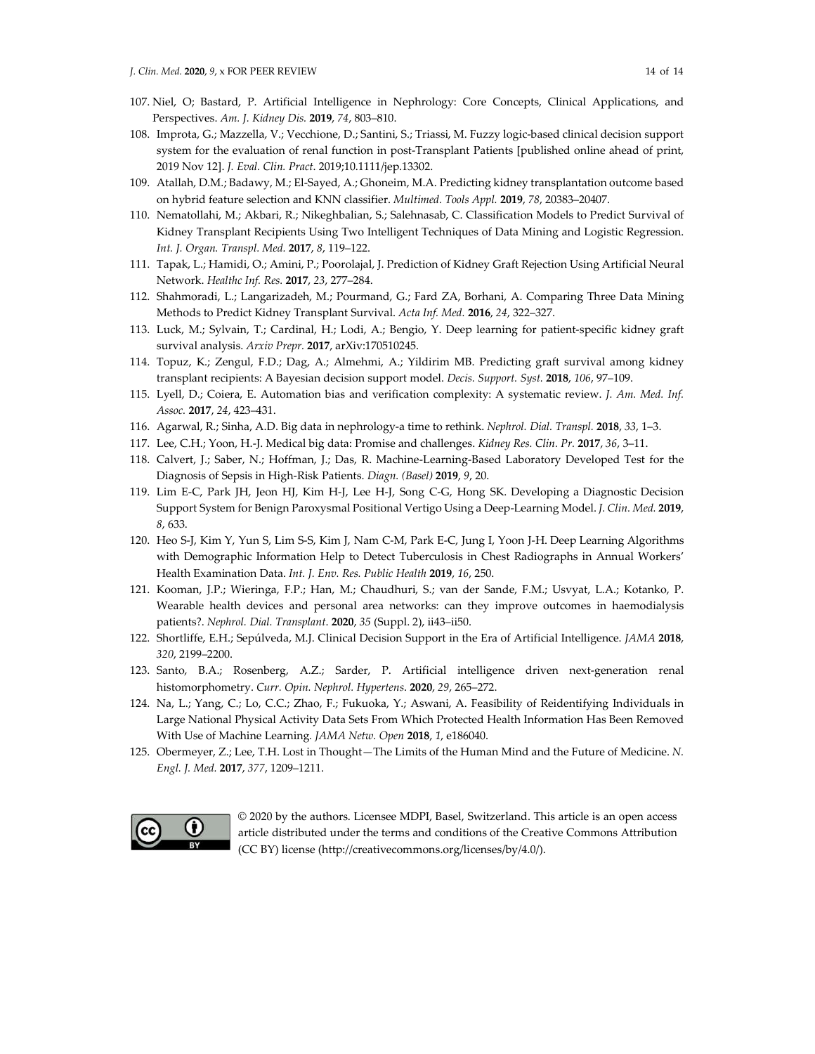107. Niel, O; Bastard, P. Artificial Intelligence in Nephrology: Core Concepts, Clinical Applications, and Perspectives. *Am. J. Kidney Dis.* **2019**, *74*, 803–810.
108. Improta, G.; Mazzella, V.; Vecchione, D.; Santini, S.; Triassi, M. Fuzzy logic-based clinical decision support system for the evaluation of renal function in post-Transplant Patients [published online ahead of print, 2019 Nov 12]. *J. Eval. Clin. Pract.* 2019;10.1111/jep.13302.
109. Atallah, D.M.; Badawy, M.; El-Sayed, A.; Ghoneim, M.A. Predicting kidney transplantation outcome based on hybrid feature selection and KNN classifier. *Multimed. Tools Appl.* **2019**, *78*, 20383–20407.
110. Nematollahi, M.; Akbari, R.; Nikeghbalian, S.; Salehnasab, C. Classification Models to Predict Survival of Kidney Transplant Recipients Using Two Intelligent Techniques of Data Mining and Logistic Regression. *Int. J. Organ. Transpl. Med.* **2017**, *8*, 119–122.
111. Tapak, L.; Hamidi, O.; Amini, P.; Poorolajal, J. Prediction of Kidney Graft Rejection Using Artificial Neural Network. *Healthc Inf. Res.* **2017**, *23*, 277–284.
112. Shahmoradi, L.; Langarizadeh, M.; Pourmand, G.; Fard ZA, Borhani, A. Comparing Three Data Mining Methods to Predict Kidney Transplant Survival. *Acta Inf. Med.* **2016**, *24*, 322–327.
113. Luck, M.; Sylvain, T.; Cardinal, H.; Lodi, A.; Bengio, Y. Deep learning for patient-specific kidney graft survival analysis. *Arxiv Prepr.* **2017**, arXiv:170510245.
114. Topuz, K.; Zengul, F.D.; Dag, A.; Almehmi, A.; Yildirim MB. Predicting graft survival among kidney transplant recipients: A Bayesian decision support model. *Decis. Support. Syst.* **2018**, *106*, 97–109.
115. Lyell, D.; Coiera, E. Automation bias and verification complexity: A systematic review. *J. Am. Med. Inf. Assoc.* **2017**, *24*, 423–431.
116. Agarwal, R.; Sinha, A.D. Big data in nephrology-a time to rethink. *Nephrol. Dial. Transpl.* **2018**, *33*, 1–3.
117. Lee, C.H.; Yoon, H.-J. Medical big data: Promise and challenges. *Kidney Res. Clin. Pr.* **2017**, *36*, 3–11.
118. Calvert, J.; Saber, N.; Hoffman, J.; Das, R. Machine-Learning-Based Laboratory Developed Test for the Diagnosis of Sepsis in High-Risk Patients. *Diagn. (Basel)* **2019**, *9*, 20.
119. Lim E-C, Park JH, Jeon HJ, Kim H-J, Lee H-J, Song C-G, Hong SK. Developing a Diagnostic Decision Support System for Benign Paroxysmal Positional Vertigo Using a Deep-Learning Model. *J. Clin. Med.* **2019**, *8*, 633.
120. Heo S-J, Kim Y, Yun S, Lim S-S, Kim J, Nam C-M, Park E-C, Jung I, Yoon J-H. Deep Learning Algorithms with Demographic Information Help to Detect Tuberculosis in Chest Radiographs in Annual Workers' Health Examination Data. *Int. J. Env. Res. Public Health* **2019**, *16*, 250.
121. Kooman, J.P.; Wieringa, F.P.; Han, M.; Chaudhuri, S.; van der Sande, F.M.; Usvyat, L.A.; Kotanko, P. Wearable health devices and personal area networks: can they improve outcomes in haemodialysis patients?. *Nephrol. Dial. Transplant*. **2020**, *35* (Suppl. 2), ii43–ii50.
122. Shortliffe, E.H.; Sepúlveda, M.J. Clinical Decision Support in the Era of Artificial Intelligence. *JAMA* **2018**, *320*, 2199–2200.
123. Santo, B.A.; Rosenberg, A.Z.; Sarder, P. Artificial intelligence driven next-generation renal histomorphometry. *Curr. Opin. Nephrol. Hypertens*. **2020**, *29*, 265–272.
124. Na, L.; Yang, C.; Lo, C.C.; Zhao, F.; Fukuoka, Y.; Aswani, A. Feasibility of Reidentifying Individuals in Large National Physical Activity Data Sets From Which Protected Health Information Has Been Removed With Use of Machine Learning. *JAMA Netw. Open* **2018**, *1*, e186040.
125. Obermeyer, Z.; Lee, T.H. Lost in Thought—The Limits of the Human Mind and the Future of Medicine. *N. Engl. J. Med.* **2017**, *377*, 1209–1211.

© 2020 by the authors. Licensee MDPI, Basel, Switzerland. This article is an open access article distributed under the terms and conditions of the Creative Commons Attribution (CC BY) license (http://creativecommons.org/licenses/by/4.0/).